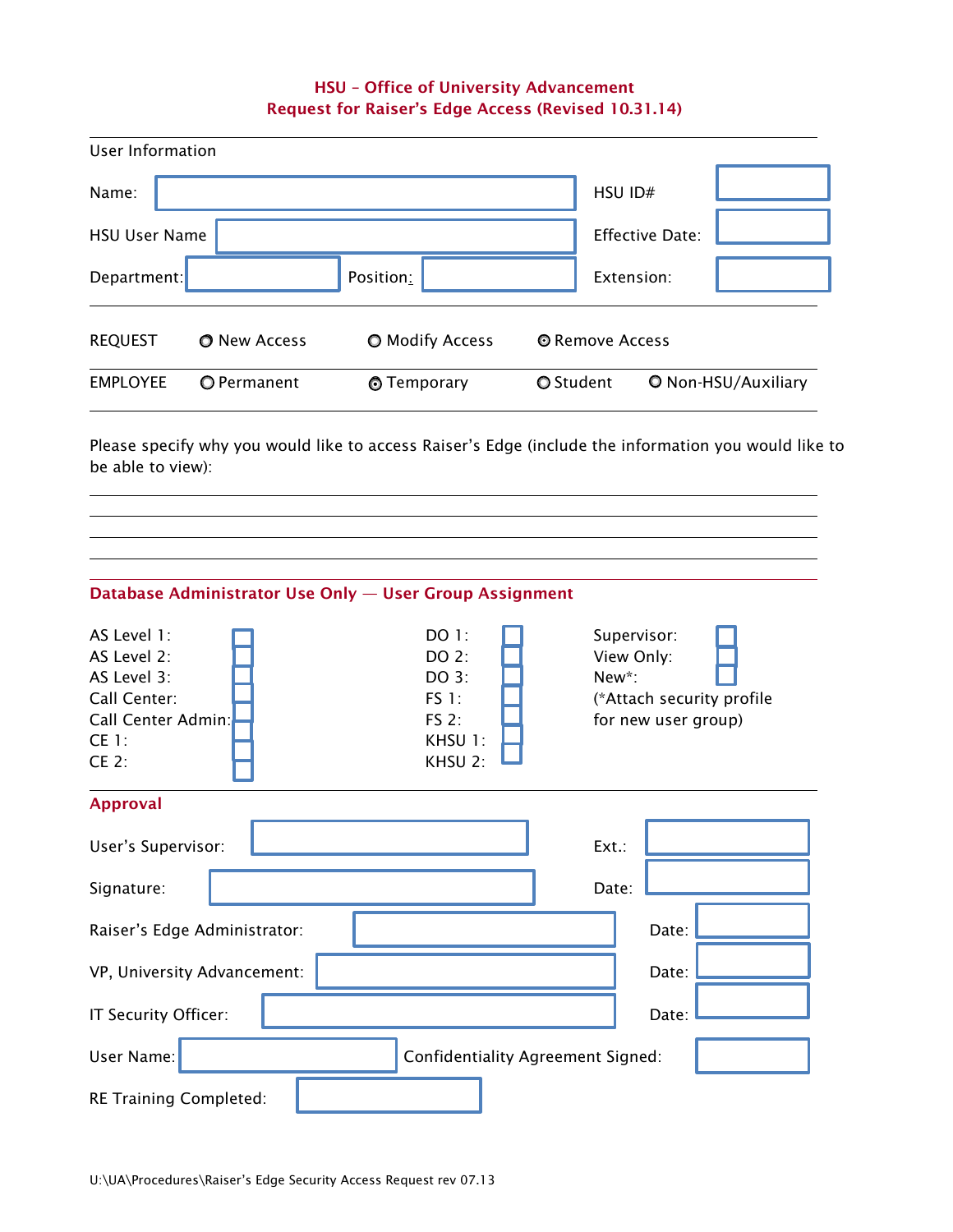# HSU – Office of University Advancement
## Request for Raiser's Edge Access (Revised 10.31.14)

---

User Information

Name: ________________________ HSU ID# ________

HSU User Name ________________________ Effective Date: ________

Department: ________ Position: ________ Extension: ________

---

REQUEST ○ New Access ○ Modify Access ⊙ Remove Access

EMPLOYEE ○ Permanent ⊙ Temporary ○ Student ○ Non-HSU/Auxiliary

---

Please specify why you would like to access Raiser's Edge (include the information you would like to be able to view):

______________________________________________________________________

______________________________________________________________________

______________________________________________________________________

______________________________________________________________________

---

## Database Administrator Use Only — User Group Assignment

AS Level 1: ☐
AS Level 2: ☐
AS Level 3: ☐
Call Center: ☐
Call Center Admin: ☐
CE 1: ☐
CE 2: ☐

DO 1: ☐
DO 2: ☐
DO 3: ☐
FS 1: ☐
FS 2: ☐
KHSU 1: ☐
KHSU 2: ☐

Supervisor: ☐
View Only: ☐
New*: ☐
(*Attach security profile for new user group)

---

## Approval

User's Supervisor: ________________________ Ext.: ________

Signature: ________________________ Date: ________

Raiser's Edge Administrator: ________________________ Date: ________

VP, University Advancement: ________________________ Date: ________

IT Security Officer: ________________________ Date: ________

User Name: ________________ Confidentiality Agreement Signed: ________

RE Training Completed: ________________

U:\UA\Procedures\Raiser's Edge Security Access Request rev 07.13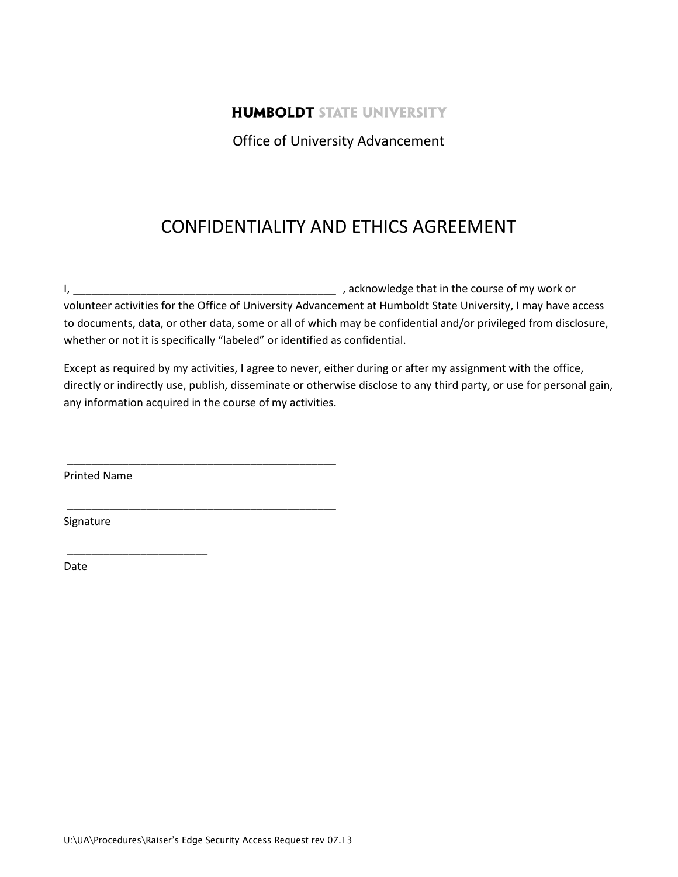**HUMBOLDT** STATE UNIVERSITY

Office of University Advancement

# CONFIDENTIALITY AND ETHICS AGREEMENT

I, \_\_\_\_\_\_\_\_\_\_\_\_\_\_\_\_\_\_\_\_\_\_\_\_\_\_\_\_\_\_\_\_\_\_\_\_\_\_\_\_\_\_\_\_ , acknowledge that in the course of my work or volunteer activities for the Office of University Advancement at Humboldt State University, I may have access to documents, data, or other data, some or all of which may be confidential and/or privileged from disclosure, whether or not it is specifically "labeled" or identified as confidential.

Except as required by my activities, I agree to never, either during or after my assignment with the office, directly or indirectly use, publish, disseminate or otherwise disclose to any third party, or use for personal gain, any information acquired in the course of my activities.

\_\_\_\_\_\_\_\_\_\_\_\_\_\_\_\_\_\_\_\_\_\_\_\_\_\_\_\_\_\_\_\_\_\_\_\_\_\_\_\_\_\_\_\_\_
Printed Name

\_\_\_\_\_\_\_\_\_\_\_\_\_\_\_\_\_\_\_\_\_\_\_\_\_\_\_\_\_\_\_\_\_\_\_\_\_\_\_\_\_\_\_\_\_
Signature

\_\_\_\_\_\_\_\_\_\_\_\_\_\_\_\_\_\_\_\_\_\_\_
Date

U:\UA\Procedures\Raiser's Edge Security Access Request rev 07.13